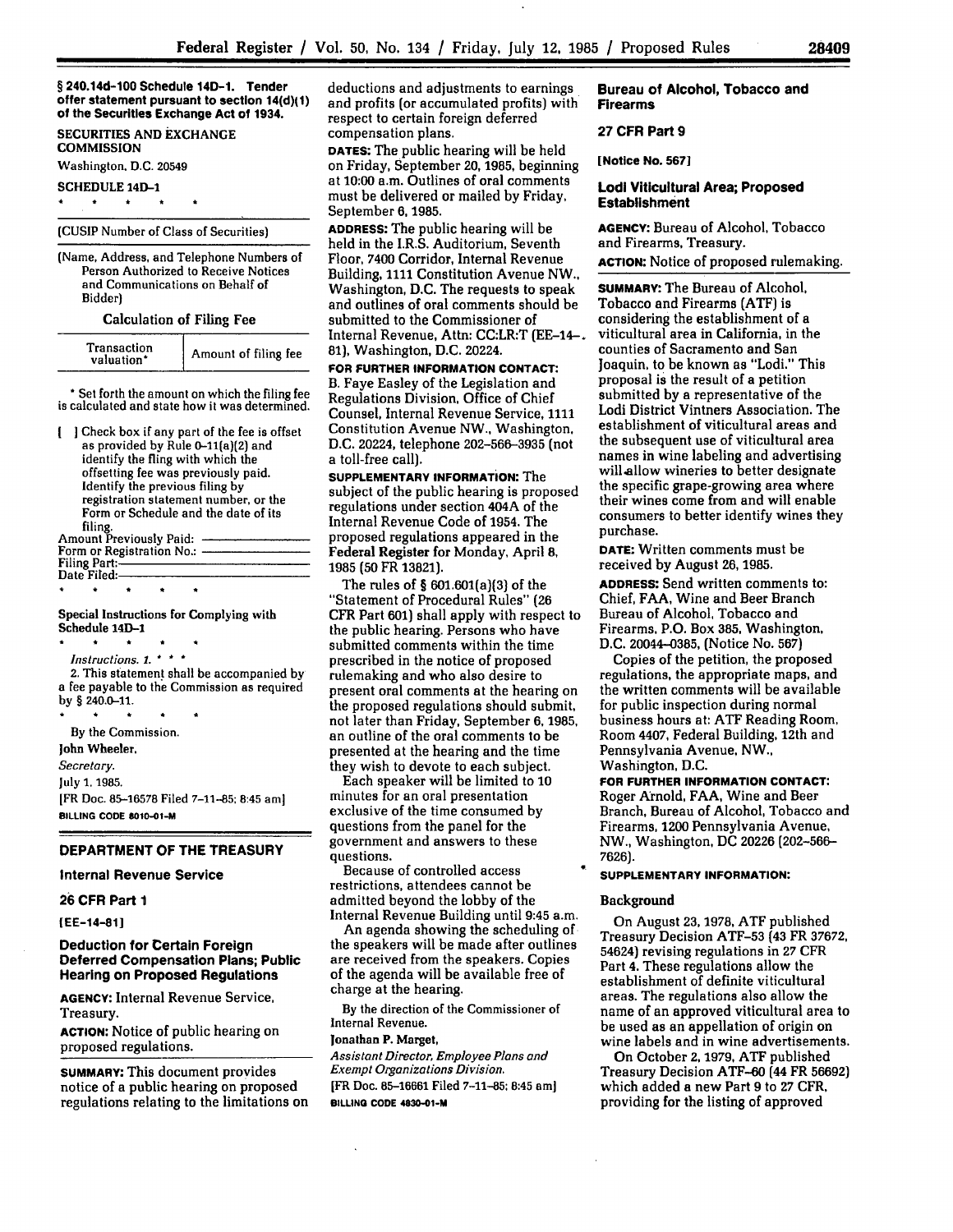**§ 240.14d-100 Schedule 14D-1. Tender offer statement pursuant to section 14(d)(1) of the Securities Exchange Act of 1934.**

SECURITIES AND EXCHANGE COMMISSION

Washington, D.C. 20549

SCHEDULE 14D-1

\* \* \* \* \*

(CUSIP Number of Class of Securities)

(Name, Address, and Telephone Numbers of Person Authorized to Receive Notices and Communications on Behalf of Bidder)

**Calculation of Filing Fee**

| Transaction valuation* | Amount of filing fee |
|---|---|
| | |

\* Set forth the amount on which the filing fee is calculated and state how it was determined.

[ ] Check box if any part of the fee is offset as provided by Rule 0-11(a)(2) and identify the fling with which the offsetting fee was previously paid. Identify the previous filing by registration statement number, or the Form or Schedule and the date of its filing.

Amount Previously Paid: ——————
Form or Registration No.: ——————
Filing Part: ——————
Date Filed: ——————

\* \* \* \* \*

**Special Instructions for Complying with Schedule 14D-1**

\* \* \* \* \*

*Instructions. 1.* \* \* \*

2. This statement shall be accompanied by a fee payable to the Commission as required by § 240.0-11.

\* \* \* \* \*

By the Commission.

John Wheeler,

*Secretary.*

July 1, 1985.

[FR Doc. 85-16578 Filed 7-11-85; 8:45 am]

**BILLING CODE 8010-01-M**

## DEPARTMENT OF THE TREASURY

### Internal Revenue Service

### 26 CFR Part 1

**[EE-14-81]**

### Deduction for Certain Foreign Deferred Compensation Plans; Public Hearing on Proposed Regulations

**AGENCY:** Internal Revenue Service, Treasury.

**ACTION:** Notice of public hearing on proposed regulations.

**SUMMARY:** This document provides notice of a public hearing on proposed regulations relating to the limitations on deductions and adjustments to earnings and profits (or accumulated profits) with respect to certain foreign deferred compensation plans.

**DATES:** The public hearing will be held on Friday, September 20, 1985, beginning at 10:00 a.m. Outlines of oral comments must be delivered or mailed by Friday, September 6, 1985.

**ADDRESS:** The public hearing will be held in the I.R.S. Auditorium, Seventh Floor, 7400 Corridor, Internal Revenue Building, 1111 Constitution Avenue NW., Washington, D.C. The requests to speak and outlines of oral comments should be submitted to the Commissioner of Internal Revenue, Attn: CC:LR:T (EE-14-81), Washington, D.C. 20224.

**FOR FURTHER INFORMATION CONTACT:** B. Faye Easley of the Legislation and Regulations Division, Office of Chief Counsel, Internal Revenue Service, 1111 Constitution Avenue NW., Washington, D.C. 20224, telephone 202-566-3935 (not a toll-free call).

**SUPPLEMENTARY INFORMATION:** The subject of the public hearing is proposed regulations under section 404A of the Internal Revenue Code of 1954. The proposed regulations appeared in the **Federal Register** for Monday, April 8, 1985 (50 FR 13821).

The rules of § 601.601(a)(3) of the "Statement of Procedural Rules" (26 CFR Part 601) shall apply with respect to the public hearing. Persons who have submitted comments within the time prescribed in the notice of proposed rulemaking and who also desire to present oral comments at the hearing on the proposed regulations should submit, not later than Friday, September 6, 1985, an outline of the oral comments to be presented at the hearing and the time they wish to devote to each subject.

Each speaker will be limited to 10 minutes for an oral presentation exclusive of the time consumed by questions from the panel for the government and answers to these questions.

Because of controlled access restrictions, attendees cannot be admitted beyond the lobby of the Internal Revenue Building until 9:45 a.m.

An agenda showing the scheduling of the speakers will be made after outlines are received from the speakers. Copies of the agenda will be available free of charge at the hearing.

By the direction of the Commissioner of Internal Revenue.

Jonathan P. Marget,

*Assistant Director, Employee Plans and Exempt Organizations Division.*

[FR Doc. 85-16661 Filed 7-11-85; 8:45 am]

**BILLING CODE 4830-01-M**

### Bureau of Alcohol, Tobacco and Firearms

### 27 CFR Part 9

**[Notice No. 567]**

### Lodi Viticultural Area; Proposed Establishment

**AGENCY:** Bureau of Alcohol, Tobacco and Firearms, Treasury.

**ACTION:** Notice of proposed rulemaking.

**SUMMARY:** The Bureau of Alcohol, Tobacco and Firearms (ATF) is considering the establishment of a viticultural area in California, in the counties of Sacramento and San Joaquin, to be known as "Lodi." This proposal is the result of a petition submitted by a representative of the Lodi District Vintners Association. The establishment of viticultural areas and the subsequent use of viticultural area names in wine labeling and advertising will allow wineries to better designate the specific grape-growing area where their wines come from and will enable consumers to better identify wines they purchase.

**DATE:** Written comments must be received by August 26, 1985.

**ADDRESS:** Send written comments to: Chief, FAA, Wine and Beer Branch Bureau of Alcohol, Tobacco and Firearms, P.O. Box 385, Washington, D.C. 20044-0385, (Notice No. 567)

Copies of the petition, the proposed regulations, the appropriate maps, and the written comments will be available for public inspection during normal business hours at: ATF Reading Room, Room 4407, Federal Building, 12th and Pennsylvania Avenue, NW., Washington, D.C.

**FOR FURTHER INFORMATION CONTACT:** Roger Arnold, FAA, Wine and Beer Branch, Bureau of Alcohol, Tobacco and Firearms, 1200 Pennsylvania Avenue, NW., Washington, DC 20226 (202-566-7626).

**SUPPLEMENTARY INFORMATION:**

#### Background

On August 23, 1978, ATF published Treasury Decision ATF-53 (43 FR 37672, 54624) revising regulations in 27 CFR Part 4. These regulations allow the establishment of definite viticultural areas. The regulations also allow the name of an approved viticultural area to be used as an appellation of origin on wine labels and in wine advertisements.

On October 2, 1979, ATF published Treasury Decision ATF-60 (44 FR 56692) which added a new Part 9 to 27 CFR, providing for the listing of approved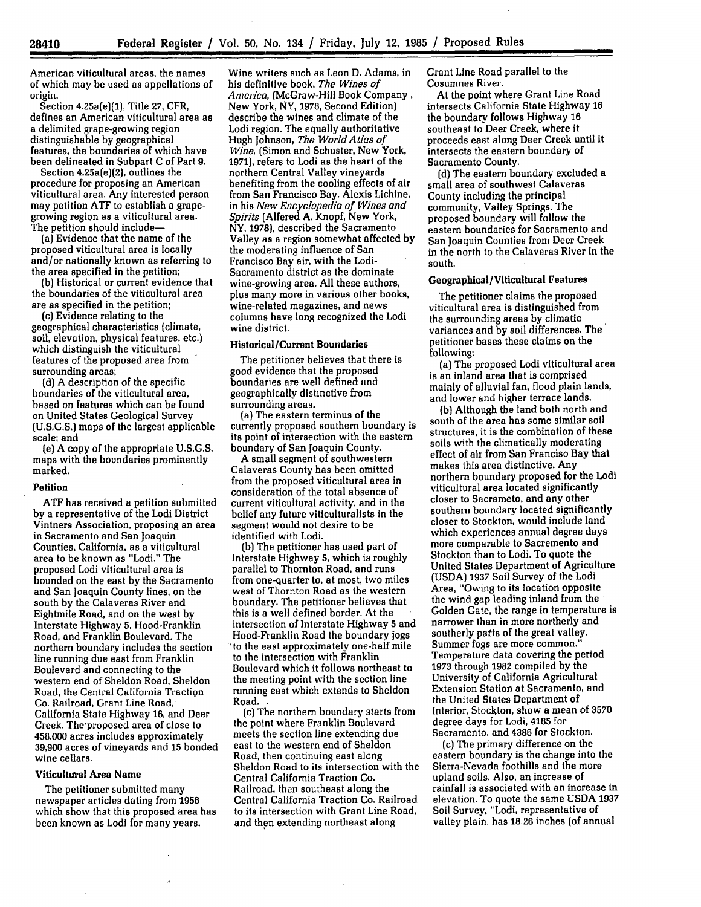American viticultural areas, the names of which may be used as appellations of origin.

Section 4.25a(e)(1), Title 27, CFR, defines an American viticultural area as a delimited grape-growing region distinguishable by geographical features, the boundaries of which have been delineated in Subpart C of Part 9.

Section 4.25a(e)(2), outlines the procedure for proposing an American viticultural area. Any interested person may petition ATF to establish a grape-growing region as a viticultural area. The petition should include—

(a) Evidence that the name of the proposed viticultural area is locally and/or nationally known as referring to the area specified in the petition;

(b) Historical or current evidence that the boundaries of the viticultural area are as specified in the petition;

(c) Evidence relating to the geographical characteristics (climate, soil, elevation, physical features, etc.) which distinguish the viticultural features of the proposed area from surrounding areas;

(d) A description of the specific boundaries of the viticultural area, based on features which can be found on United States Geological Survey (U.S.G.S.) maps of the largest applicable scale; and

(e) A copy of the appropriate U.S.G.S. maps with the boundaries prominently marked.

### Petition

ATF has received a petition submitted by a representative of the Lodi District Vintners Association, proposing an area in Sacramento and San Joaquin Counties, California, as a viticultural area to be known as "Lodi." The proposed Lodi viticultural area is bounded on the east by the Sacramento and San Joaquin County lines, on the south by the Calaveras River and Eightmile Road, and on the west by Interstate Highway 5, Hood-Franklin Road, and Franklin Boulevard. The northern boundary includes the section line running due east from Franklin Boulevard and connecting to the western end of Sheldon Road, Sheldon Road, the Central California Traction Co. Railroad, Grant Line Road, California State Highway 16, and Deer Creek. The proposed area of close to 458,000 acres includes approximately 39,900 acres of vineyards and 15 bonded wine cellars.

### Viticultural Area Name

The petitioner submitted many newspaper articles dating from 1956 which show that this proposed area has been known as Lodi for many years. Wine writers such as Leon D. Adams, in his definitive book, *The Wines of America*, (McGraw-Hill Book Company, New York, NY, 1978, Second Edition) describe the wines and climate of the Lodi region. The equally authoritative Hugh Johnson, *The World Atlas of Wine*, (Simon and Schuster, New York, 1971), refers to Lodi as the heart of the northern Central Valley vineyards benefiting from the cooling effects of air from San Francisco Bay. Alexis Lichine, in his *New Encyclopedia of Wines and Spirits* (Alfered A. Knopf, New York, NY, 1978), described the Sacramento Valley as a region somewhat affected by the moderating influence of San Francisco Bay air, with the Lodi-Sacramento district as the dominate wine-growing area. All these authors, plus many more in various other books, wine-related magazines, and news columns have long recognized the Lodi wine district.

### Historical/Current Boundaries

The petitioner believes that there is good evidence that the proposed boundaries are well defined and geographically distinctive from surrounding areas.

(a) The eastern terminus of the currently proposed southern boundary is its point of intersection with the eastern boundary of San Joaquin County.

A small segment of southwestern Calaveras County has been omitted from the proposed viticultural area in consideration of the total absence of current viticultural activity, and in the belief any future viticulturalists in the segment would not desire to be identified with Lodi.

(b) The petitioner has used part of Interstate Highway 5, which is roughly parallel to Thornton Road, and runs from one-quarter to, at most, two miles west of Thornton Road as the western boundary. The petitioner believes that this is a well defined border. At the intersection of Interstate Highway 5 and Hood-Franklin Road the boundary jogs to the east approximately one-half mile to the intersection with Franklin Boulevard which it follows northeast to the meeting point with the section line running east which extends to Sheldon Road.

(c) The northern boundary starts from the point where Franklin Boulevard meets the section line extending due east to the western end of Sheldon Road, then continuing east along Sheldon Road to its intersection with the Central California Traction Co. Railroad, then southeast along the Central California Traction Co. Railroad to its intersection with Grant Line Road, and then extending northeast along Grant Line Road parallel to the Cosumnes River.

At the point where Grant Line Road intersects California State Highway 16 the boundary follows Highway 16 southeast to Deer Creek, where it proceeds east along Deer Creek until it intersects the eastern boundary of Sacramento County.

(d) The eastern boundary excluded a small area of southwest Calaveras County including the principal community, Valley Springs. The proposed boundary will follow the eastern boundaries for Sacramento and San Joaquin Counties from Deer Creek in the north to the Calaveras River in the south.

### Geographical/Viticultural Features

The petitioner claims the proposed viticultural area is distinguished from the surrounding areas by climatic variances and by soil differences. The petitioner bases these claims on the following:

(a) The proposed Lodi viticultural area is an inland area that is comprised mainly of alluvial fan, flood plain lands, and lower and higher terrace lands.

(b) Although the land both north and south of the area has some similar soil structures, it is the combination of these soils with the climatically moderating effect of air from San Franciso Bay that makes this area distinctive. Any northern boundary proposed for the Lodi viticultural area located significantly closer to Sacrameto, and any other southern boundary located significantly closer to Stockton, would include land which experiences annual degree days more comparable to Sacremento and Stockton than to Lodi. To quote the United States Department of Agriculture (USDA) 1937 Soil Survey of the Lodi Area, "Owing to its location opposite the wind gap leading inland from the Golden Gate, the range in temperature is narrower than in more northerly and southerly parts of the great valley. Summer fogs are more common." Temperature data covering the period 1973 through 1982 compiled by the University of California Agricultural Extension Station at Sacramento, and the United States Department of Interior, Stockton, show a mean of 3570 degree days for Lodi, 4185 for Sacramento, and 4386 for Stockton.

(c) The primary difference on the eastern boundary is the change into the Sierra-Nevada foothills and the more upland soils. Also, an increase of rainfall is associated with an increase in elevation. To quote the same USDA 1937 Soil Survey, "Lodi, representative of valley plain, has 18.26 inches (of annual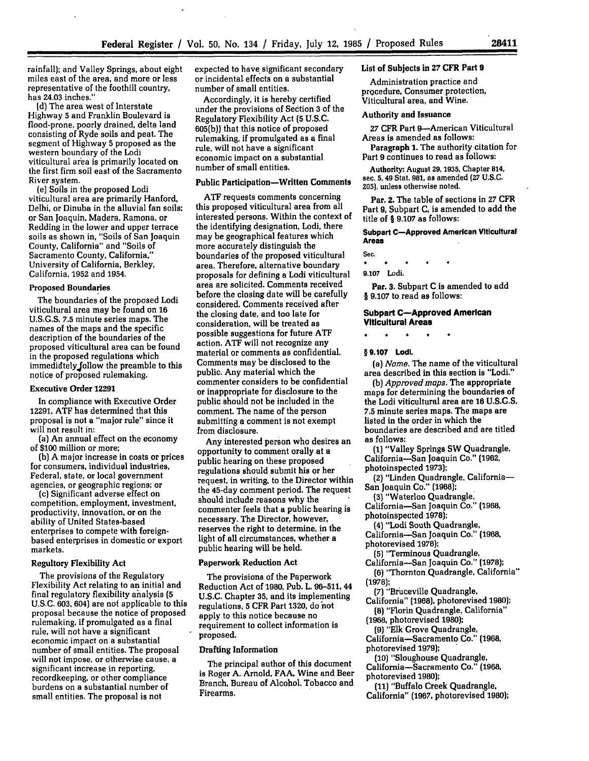rainfall); and Valley Springs, about eight miles east of the area, and more or less representative of the foothill country, has 24.03 inches."

(d) The area west of Interstate Highway 5 and Franklin Boulevard is flood-prone, poorly drained, delta land consisting of Ryde soils and peat. The segment of Highway 5 proposed as the western boundary of the Lodi viticultural area is primarily located on the first firm soil east of the Sacramento River system.

(e) Soils in the proposed Lodi viticultural area are primarily Hanford, Delhi, or Dinuba in the alluvial fan soils; or San Joaquin, Madera, Ramona, or Redding in the lower and upper terrace soils as shown in, "Soils of San Joaquin County, California" and "Soils of Sacramento County, California," University of California, Berkley, California, 1952 and 1954.

### Proposed Boundaries

The boundaries of the proposed Lodi viticultural area may be found on 16 U.S.G.S. 7.5 minute series maps. The names of the maps and the specific description of the boundaries of the proposed viticultural area can be found in the proposed regulations which immediately follow the preamble to this notice of proposed rulemaking.

### Executive Order 12291

In compliance with Executive Order 12291, ATF has determined that this proposal is not a "major rule" since it will not result in:

(a) An annual effect on the economy of $100 million or more;

(b) A major increase in costs or prices for consumers, individual industries, Federal, state, or local government agencies, or geographic regions; or

(c) Significant adverse effect on competition, employment, investment, productivity, innovation, or on the ability of United States-based enterprises to compete with foreign-based enterprises in domestic or export markets.

### Regultory Flexibility Act

The provisions of the Regulatory Flexibility Act relating to an initial and final regulatory flexibility analysis (5 U.S.C. 603, 604) are not applicable to this proposal because the notice of proposed rulemaking, if promulgated as a final rule, will not have a significant economic impact on a substantial number of small entities. The proposal will not impose, or otherwise cause, a significant increase in reporting, recordkeeping, or other compliance burdens on a substantial number of small entities. The proposal is not expected to have significant secondary or incidental effects on a substantial number of small entities.

Accordingly, it is hereby certified under the provisions of Section 3 of the Regulatory Flexibility Act (5 U.S.C. 605(b)) that this notice of proposed rulemaking, if promulgated as a final rule, will not have a significant economic impact on a substantial number of small entities.

### Public Participation—Written Comments

ATF requests comments concerning this proposed viticultural area from all interested persons. Within the context of the identifying designation, Lodi, there may be geographical features which more accurately distinguish the boundaries of the proposed viticultural area. Therefore, alternative boundary proposals for defining a Lodi viticultural area are solicited. Comments received before the closing date will be carefully considered. Comments received after the closing date, and too late for consideration, will be treated as possible suggestions for future ATF action. ATF will not recognize any material or comments as confidential. Comments may be disclosed to the public. Any material which the commenter considers to be confidential or inappropriate for disclosure to the public should not be included in the comment. The name of the person submitting a comment is not exempt from disclosure.

Any interested person who desires an opportunity to comment orally at a public hearing on these proposed regulations should submit his or her request, in writing, to the Director within the 45-day comment period. The request should include reasons why the commenter feels that a public hearing is necessary. The Director, however, reserves the right to determine, in the light of all circumstances, whether a public hearing will be held.

### Paperwork Reduction Act

The provisions of the Paperwork Reduction Act of 1980, Pub. L. 96-511, 44 U.S.C. Chapter 35, and its implementing regulations, 5 CFR Part 1320, do not apply to this notice because no requirement to collect information is proposed.

### Drafting Information

The principal author of this document is Roger A. Arnold, FAA, Wine and Beer Branch, Bureau of Alcohol, Tobacco and Firearms.

### List of Subjects in 27 CFR Part 9

Administration practice and procedure, Consumer protection, Viticultural area, and Wine.

### Authority and Issuance

27 CFR Part 9—American Viticultural Areas is amended as follows:

**Paragraph 1.** The authority citation for Part 9 continues to read as follows:

Authority: August 29, 1935, Chapter 814, sec. 5, 49 Stat. 981, as amended (27 U.S.C. 205), unless otherwise noted.

**Par. 2.** The table of sections in 27 CFR Part 9, Subpart C, is amended to add the title of § 9.107 as follows:

**Subpart C—Approved American Viticultural Areas**

Sec.

\* \* \* \* \*

9.107 Lodi.

**Par. 3.** Subpart C is amended to add § 9.107 to read as follows:

## Subpart C—Approved American Viticultural Areas

\* \* \* \* \*

**§ 9.107 Lodi.**

(a) *Name.* The name of the viticultural area described in this section is "Lodi."

(b) *Approved maps.* The appropriate maps for determining the boundaries of the Lodi viticultural area are 16 U.S.G.S. 7.5 minute series maps. The maps are listed in the order in which the boundaries are described and are titled as follows:

(1) "Valley Springs SW Quadrangle, California—San Joaquin Co." (1962, photoinspected 1973);

(2) "Linden Quadrangle, California—San Joaquin Co." (1968);

(3) "Waterloo Quadrangle, California—San Joaquin Co." (1968, photoinspected 1978);

(4) "Lodi South Quadrangle, California—San Joaquin Co." (1968, photorevised 1976);

(5) "Terminous Quadrangle, California—San Joaquin Co." (1978);

(6) "Thornton Quadrangle, California" (1978);

(7) "Bruceville Quadrangle, California" (1968), photorevised 1980);

(8) "Florin Quadrangle, California" (1968, photorevised 1980);

(9) "Elk Grove Quadrangle, California—Sacramento Co." (1968, photorevised 1979);

(10) "Sloughouse Quadrangle, California—Sacramento Co." (1968, photorevised 1980);

(11) "Buffalo Creek Quadrangle, California" (1967, photorevised 1980);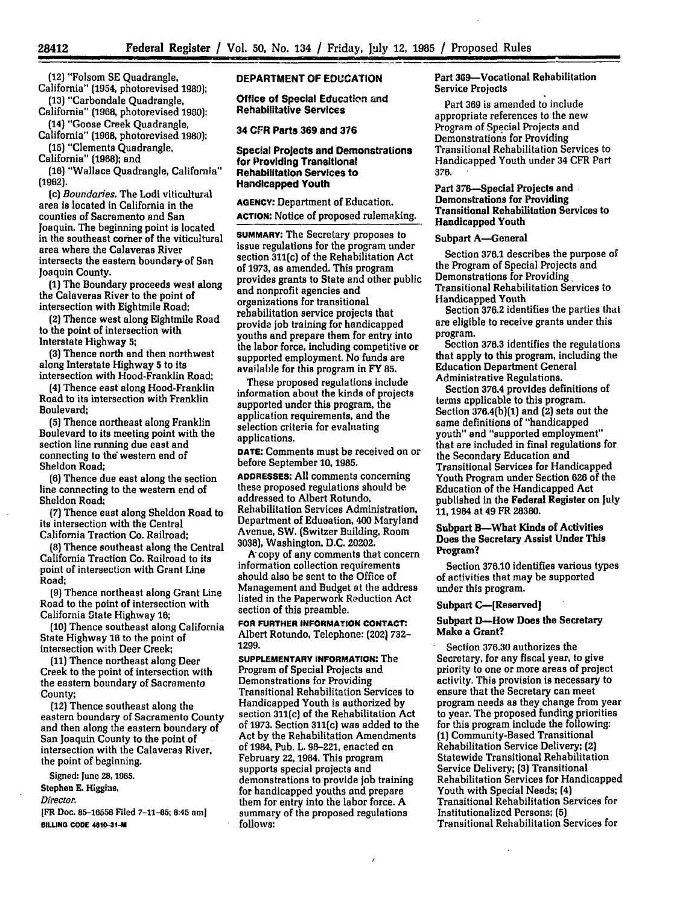(12) "Folsom SE Quadrangle, California" (1954, photorevised 1980);

(13) "Carbondale Quadrangle, California" (1968, photorevised 1980);

(14) "Goose Creek Quadrangle, California" (1968, photorevised 1980);

(15) "Clements Quadrangle, California" (1968); and

(16) "Wallace Quadrangle, California" (1962).

(c) *Boundaries.* The Lodi viticultural area is located in California in the counties of Sacramento and San Joaquin. The beginning point is located in the southeast corner of the viticultural area where the Calaveras River intersects the eastern boundary of San Joaquin County.

(1) The Boundary proceeds west along the Calaveras River to the point of intersection with Eightmile Road;

(2) Thence west along Eightmile Road to the point of intersection with Interstate Highway 5;

(3) Thence north and then northwest along Interstate Highway 5 to its intersection with Hood-Franklin Road;

(4) Thence east along Hood-Franklin Road to its intersection with Franklin Boulevard;

(5) Thence northeast along Franklin Boulevard to its meeting point with the section line running due east and connecting to the western end of Sheldon Road;

(6) Thence due east along the section line connecting to the western end of Sheldon Road;

(7) Thence east along Sheldon Road to its intersection with the Central California Traction Co. Railroad;

(8) Thence southeast along the Central California Traction Co. Railroad to its point of intersection with Grant Line Road;

(9) Thence northeast along Grant Line Road to the point of intersection with California State Highway 16;

(10) Thence southeast along California State Highway 16 to the point of intersection with Deer Creek;

(11) Thence northeast along Deer Creek to the point of intersection with the eastern boundary of Sacramento County;

(12) Thence southeast along the eastern boundary of Sacramento County and then along the eastern boundary of San Joaquin County to the point of intersection with the Calaveras River, the point of beginning.

Signed: June 28, 1985.

**Stephen E. Higgins,**

*Director.*

[FR Doc. 85-16558 Filed 7-11-85; 8:45 am]

**BILLING CODE 4810-31-M**

## DEPARTMENT OF EDUCATION

### Office of Special Education and Rehabilitative Services

### 34 CFR Parts 369 and 376

### Special Projects and Demonstrations for Providing Transitional Rehabilitation Services to Handicapped Youth

**AGENCY:** Department of Education.

**ACTION:** Notice of proposed rulemaking.

**SUMMARY:** The Secretary proposes to issue regulations for the program under section 311(c) of the Rehabilitation Act of 1973, as amended. This program provides grants to State and other public and nonprofit agencies and organizations for transitional rehabilitation service projects that provide job training for handicapped youths and prepare them for entry into the labor force, including competitive or supported employment. No funds are available for this program in FY 85.

These proposed regulations include information about the kinds of projects supported under this program, the application requirements, and the selection criteria for evaluating applications.

**DATE:** Comments must be received on or before September 10, 1985.

**ADDRESSES:** All comments concerning these proposed regulations should be addressed to Albert Rotundo, Rehabilitation Services Administration, Department of Education, 400 Maryland Avenue, SW. (Switzer Building, Room 3038), Washington, D.C. 20202.

A copy of any comments that concern information collection requirements should also be sent to the Office of Management and Budget at the address listed in the Paperwork Reduction Act section of this preamble.

**FOR FURTHER INFORMATION CONTACT:** Albert Rotundo, Telephone: (202) 732-1299.

**SUPPLEMENTARY INFORMATION:** The Program of Special Projects and Demonstrations for Providing Transitional Rehabilitation Services to Handicapped Youth is authorized by section 311(c) of the Rehabilitation Act of 1973. Section 311(c) was added to the Act by the Rehabilitation Amendments of 1984, Pub. L. 98-221, enacted on February 22, 1984. This program supports special projects and demonstrations to provide job training for handicapped youths and prepare them for entry into the labor force. A summary of the proposed regulations follows:

### Part 369—Vocational Rehabilitation Service Projects

Part 369 is amended to include appropriate references to the new Program of Special Projects and Demonstrations for Providing Transitional Rehabilitation Services to Handicapped Youth under 34 CFR Part 376.

### Part 376—Special Projects and Demonstrations for Providing Transitional Rehabilitation Services to Handicapped Youth

#### Subpart A—General

Section 376.1 describes the purpose of the Program of Special Projects and Demonstrations for Providing Transitional Rehabilitation Services to Handicapped Youth

Section 376.2 identifies the parties that are eligible to receive grants under this program.

Section 376.3 identifies the regulations that apply to this program, including the Education Department General Administrative Regulations.

Section 376.4 provides definitions of terms applicable to this program. Section 376.4(b)(1) and (2) sets out the same definitions of "handicapped youth" and "supported employment" that are included in final regulations for the Secondary Education and Transitional Services for Handicapped Youth Program under Section 626 of the Education of the Handicapped Act published in the **Federal Register** on July 11, 1984 at 49 FR 28380.

#### Subpart B—What Kinds of Activities Does the Secretary Assist Under This Program?

Section 376.10 identifies various types of activities that may be supported under this program.

#### Subpart C—[Reserved]

#### Subpart D—How Does the Secretary Make a Grant?

Section 376.30 authorizes the Secretary, for any fiscal year, to give priority to one or more areas of project activity. This provision is necessary to ensure that the Secretary can meet program needs as they change from year to year. The proposed funding priorities for this program include the following: (1) Community-Based Transitional Rehabilitation Service Delivery; (2) Statewide Transitional Rehabilitation Service Delivery; (3) Transitional Rehabilitation Services for Handicapped Youth with Special Needs; (4) Transitional Rehabilitation Services for Institutionalized Persons; (5) Transitional Rehabilitation Services for